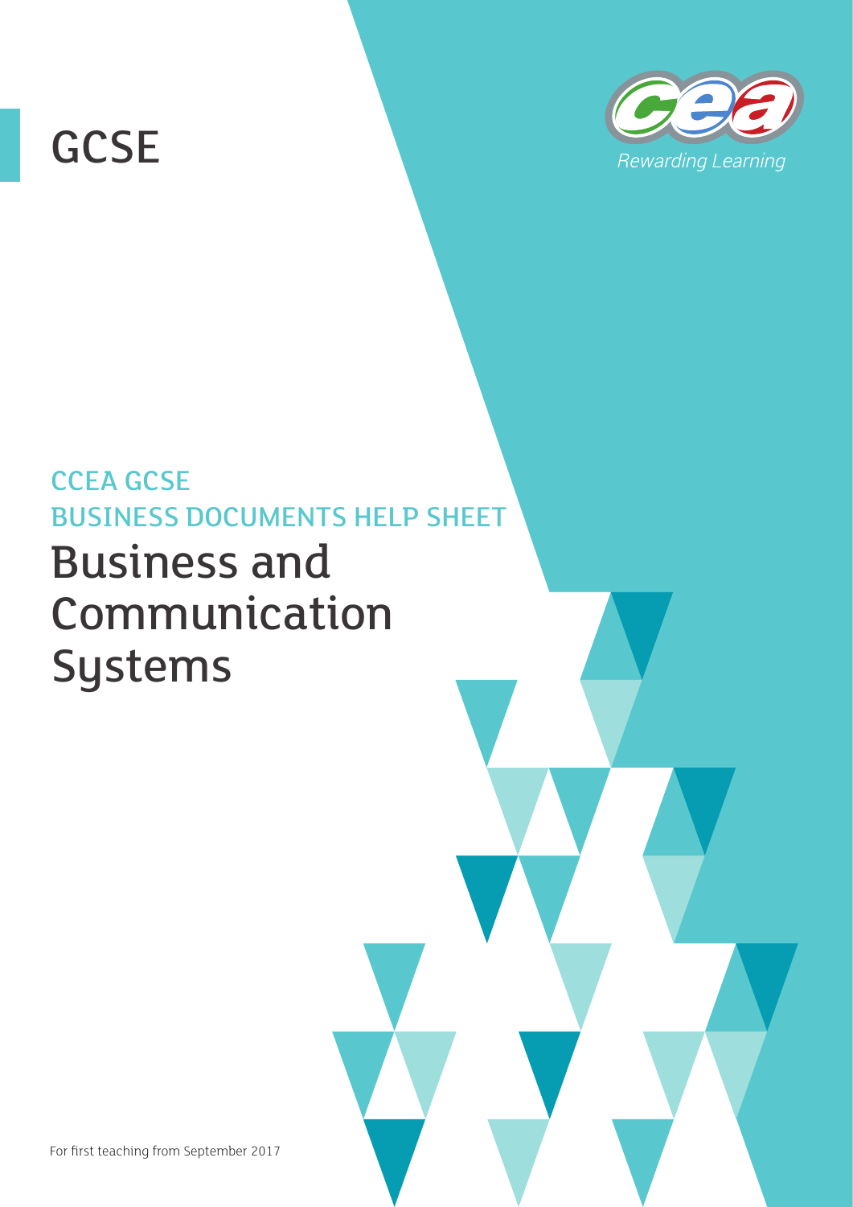# GCSE

*Rewarding Learning*

## CCEA GCSE
## BUSINESS DOCUMENTS HELP SHEET

# Business and Communication Systems

For first teaching from September 2017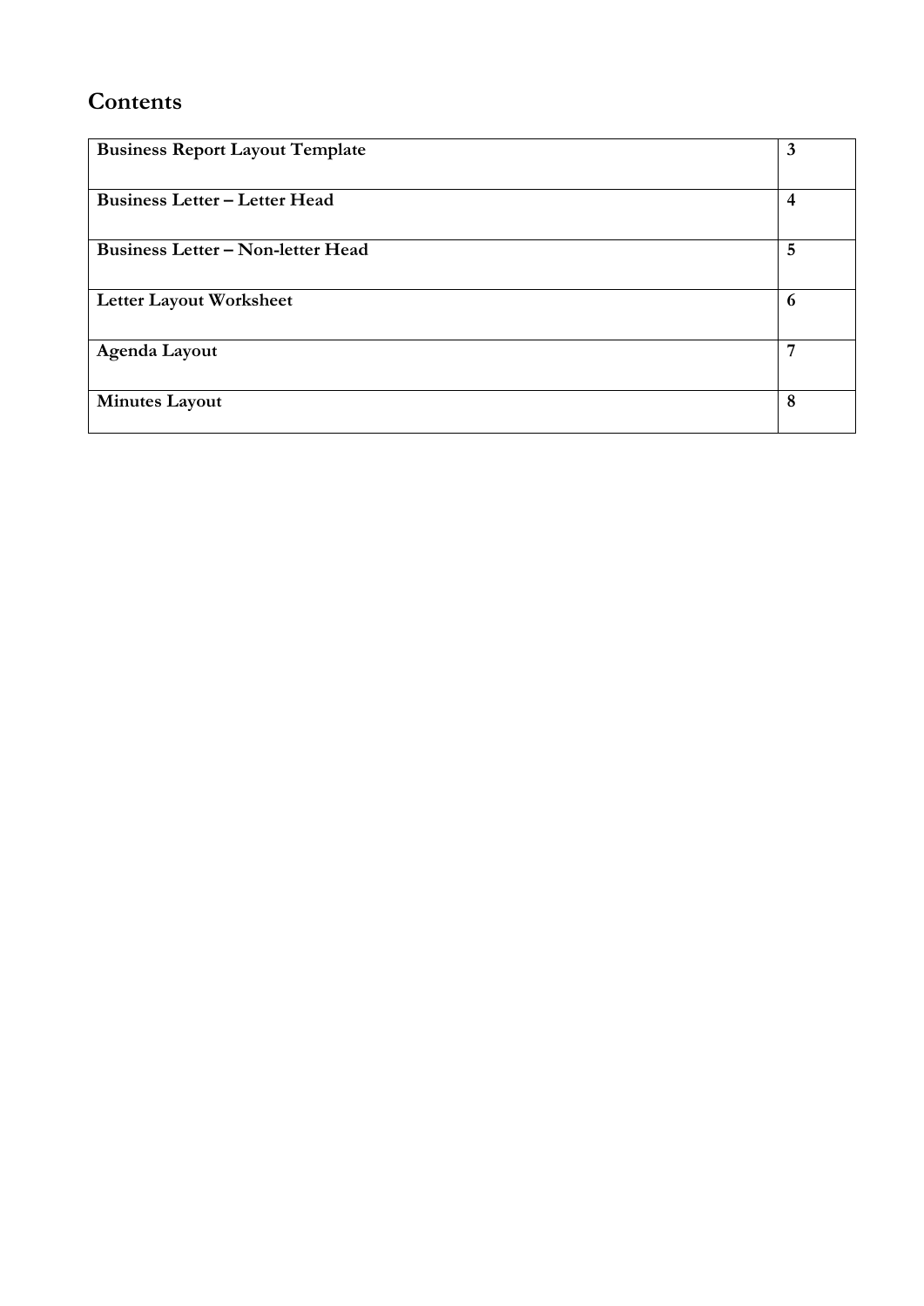## Contents

| | |
|---|---|
| **Business Report Layout Template** | **3** |
| **Business Letter – Letter Head** | **4** |
| **Business Letter – Non-letter Head** | **5** |
| **Letter Layout Worksheet** | **6** |
| **Agenda Layout** | **7** |
| **Minutes Layout** | **8** |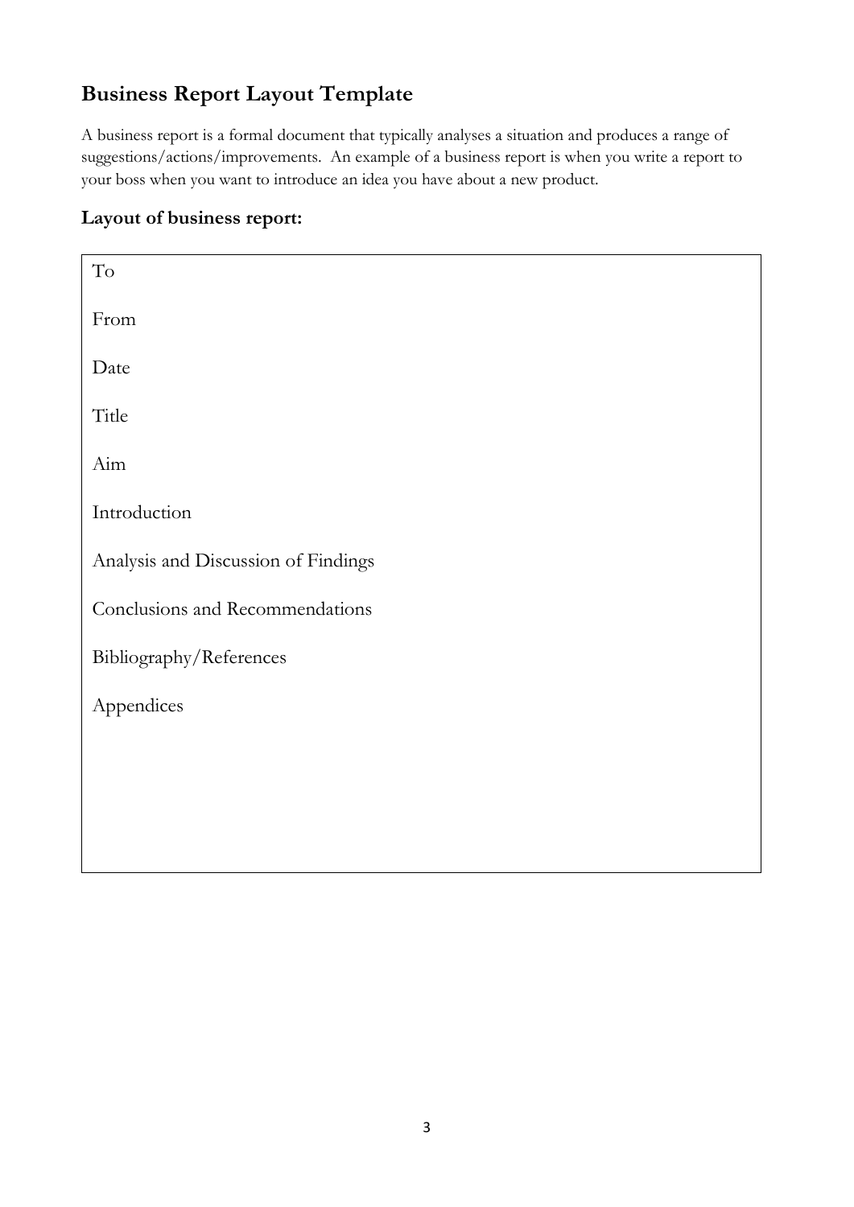## Business Report Layout Template

A business report is a formal document that typically analyses a situation and produces a range of suggestions/actions/improvements. An example of a business report is when you write a report to your boss when you want to introduce an idea you have about a new product.

### Layout of business report:

To

From

Date

Title

Aim

Introduction

Analysis and Discussion of Findings

Conclusions and Recommendations

Bibliography/References

Appendices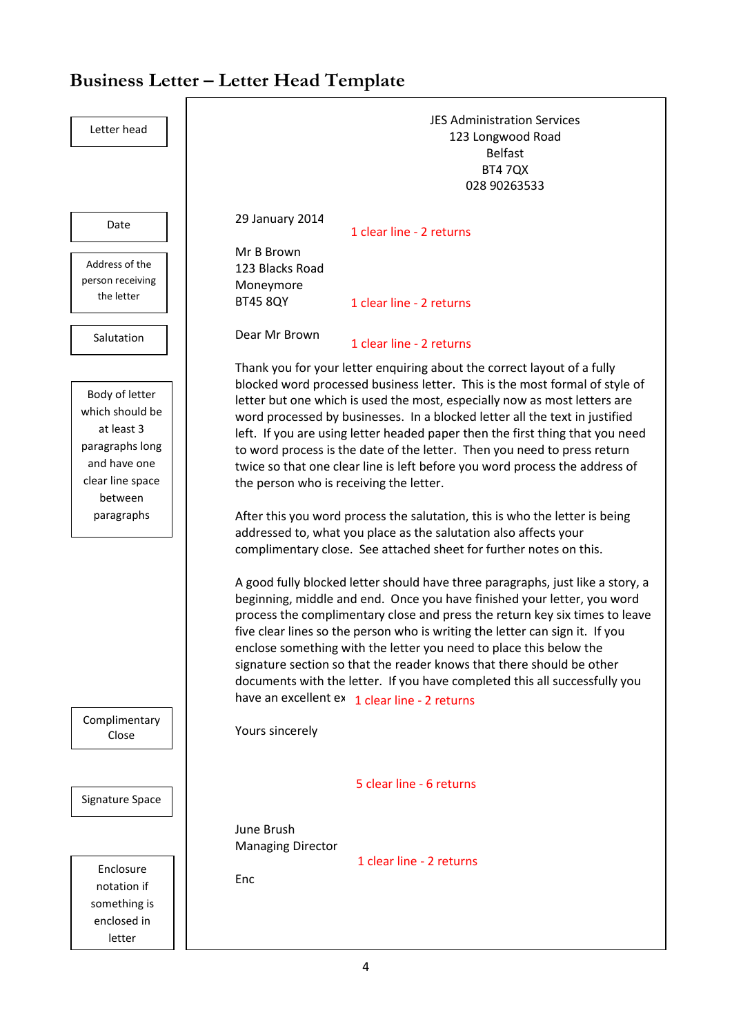# Business Letter – Letter Head Template

| Letter head | JES Administration Services<br>123 Longwood Road<br>Belfast<br>BT4 7QX<br>028 90263533 |
|---|---|
| Date | 29 January 2014 — *1 clear line - 2 returns* |
| Address of the person receiving the letter | Mr B Brown<br>123 Blacks Road<br>Moneymore<br>BT45 8QY — *1 clear line - 2 returns* |
| Salutation | Dear Mr Brown — *1 clear line - 2 returns* |
| Body of letter which should be at least 3 paragraphs long and have one clear line space between paragraphs | Thank you for your letter enquiring about the correct layout of a fully blocked word processed business letter. This is the most formal of style of letter but one which is used the most, especially now as most letters are word processed by businesses. In a blocked letter all the text in justified left. If you are using letter headed paper then the first thing that you need to word process is the date of the letter. Then you need to press return twice so that one clear line is left before you word process the address of the person who is receiving the letter.<br><br>After this you word process the salutation, this is who the letter is being addressed to, what you place as the salutation also affects your complimentary close. See attached sheet for further notes on this.<br><br>A good fully blocked letter should have three paragraphs, just like a story, a beginning, middle and end. Once you have finished your letter, you word process the complimentary close and press the return key six times to leave five clear lines so the person who is writing the letter can sign it. If you enclose something with the letter you need to place this below the signature section so that the reader knows that there should be other documents with the letter. If you have completed this all successfully you have an excellent ex — *1 clear line - 2 returns* |
| Complimentary Close | Yours sincerely |
| Signature Space | *5 clear line - 6 returns* |
| | June Brush<br>Managing Director — *1 clear line - 2 returns* |
| Enclosure notation if something is enclosed in letter | Enc |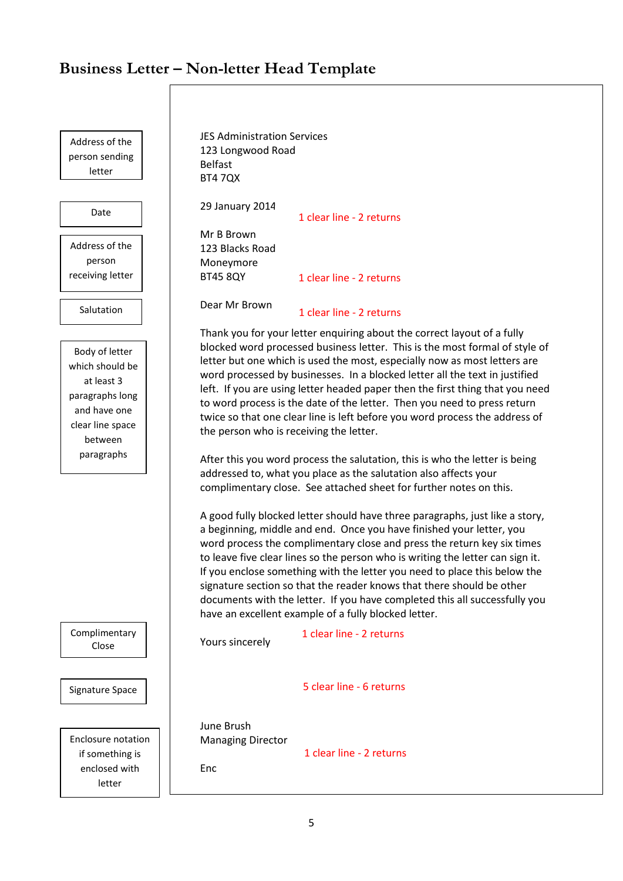# Business Letter – Non-letter Head Template

| Label | Letter content | Spacing note |
|---|---|---|
| Address of the person sending letter | JES Administration Services<br>123 Longwood Road<br>Belfast<br>BT4 7QX | |
| Date | 29 January 2014 | 1 clear line - 2 returns |
| Address of the person receiving letter | Mr B Brown<br>123 Blacks Road<br>Moneymore<br>BT45 8QY | 1 clear line - 2 returns |
| Salutation | Dear Mr Brown | 1 clear line - 2 returns |
| Body of letter which should be at least 3 paragraphs long and have one clear line space between paragraphs | Thank you for your letter enquiring about the correct layout of a fully blocked word processed business letter. This is the most formal of style of letter but one which is used the most, especially now as most letters are word processed by businesses. In a blocked letter all the text in justified left. If you are using letter headed paper then the first thing that you need to word process is the date of the letter. Then you need to press return twice so that one clear line is left before you word process the address of the person who is receiving the letter.<br><br>After this you word process the salutation, this is who the letter is being addressed to, what you place as the salutation also affects your complimentary close. See attached sheet for further notes on this.<br><br>A good fully blocked letter should have three paragraphs, just like a story, a beginning, middle and end. Once you have finished your letter, you word process the complimentary close and press the return key six times to leave five clear lines so the person who is writing the letter can sign it. If you enclose something with the letter you need to place this below the signature section so that the reader knows that there should be other documents with the letter. If you have completed this all successfully you have an excellent example of a fully blocked letter. | 1 clear line - 2 returns |
| Complimentary Close | Yours sincerely | |
| Signature Space | | 5 clear line - 6 returns |
| | June Brush<br>Managing Director | 1 clear line - 2 returns |
| Enclosure notation if something is enclosed with letter | Enc | |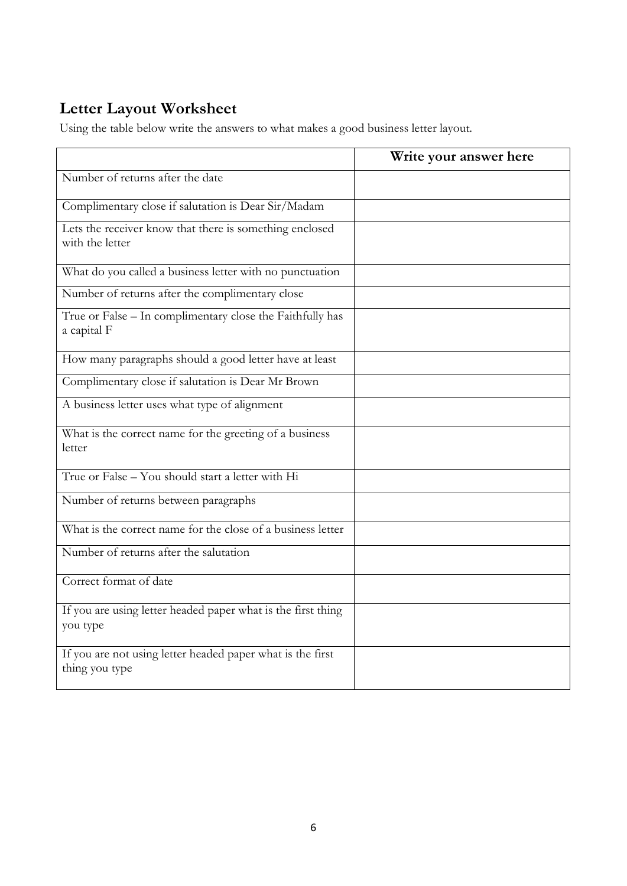## Letter Layout Worksheet

Using the table below write the answers to what makes a good business letter layout.

| | Write your answer here |
|---|---|
| Number of returns after the date | |
| Complimentary close if salutation is Dear Sir/Madam | |
| Lets the receiver know that there is something enclosed with the letter | |
| What do you called a business letter with no punctuation | |
| Number of returns after the complimentary close | |
| True or False – In complimentary close the Faithfully has a capital F | |
| How many paragraphs should a good letter have at least | |
| Complimentary close if salutation is Dear Mr Brown | |
| A business letter uses what type of alignment | |
| What is the correct name for the greeting of a business letter | |
| True or False – You should start a letter with Hi | |
| Number of returns between paragraphs | |
| What is the correct name for the close of a business letter | |
| Number of returns after the salutation | |
| Correct format of date | |
| If you are using letter headed paper what is the first thing you type | |
| If you are not using letter headed paper what is the first thing you type | |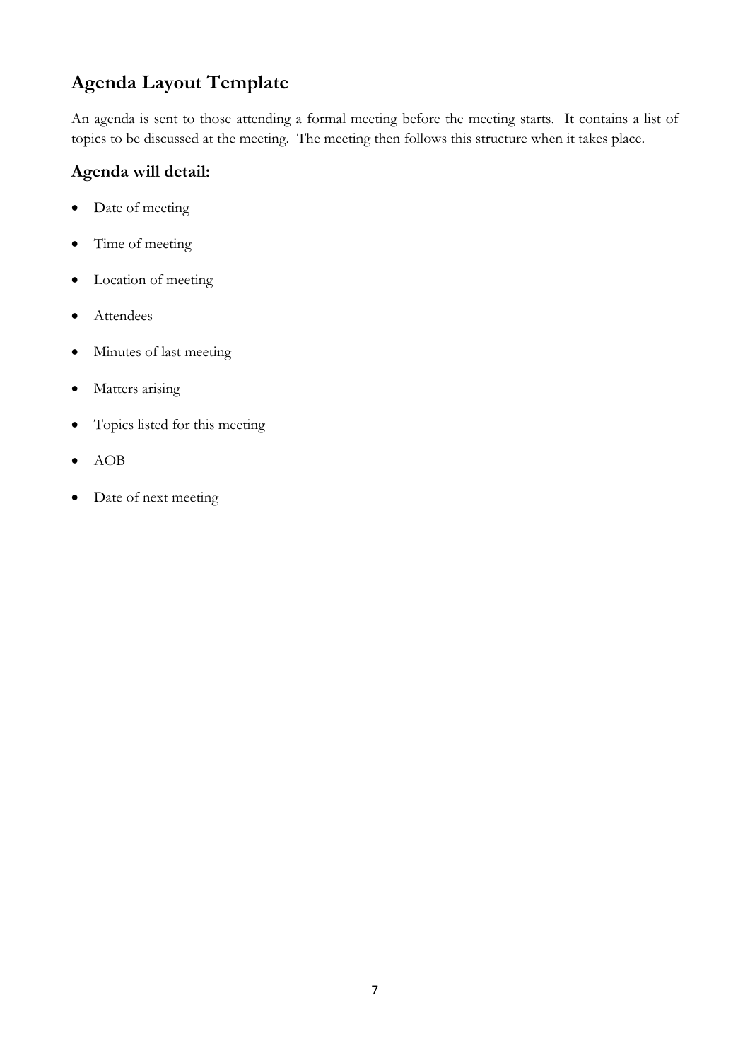## Agenda Layout Template

An agenda is sent to those attending a formal meeting before the meeting starts. It contains a list of topics to be discussed at the meeting. The meeting then follows this structure when it takes place.

### Agenda will detail:

- Date of meeting
- Time of meeting
- Location of meeting
- Attendees
- Minutes of last meeting
- Matters arising
- Topics listed for this meeting
- AOB
- Date of next meeting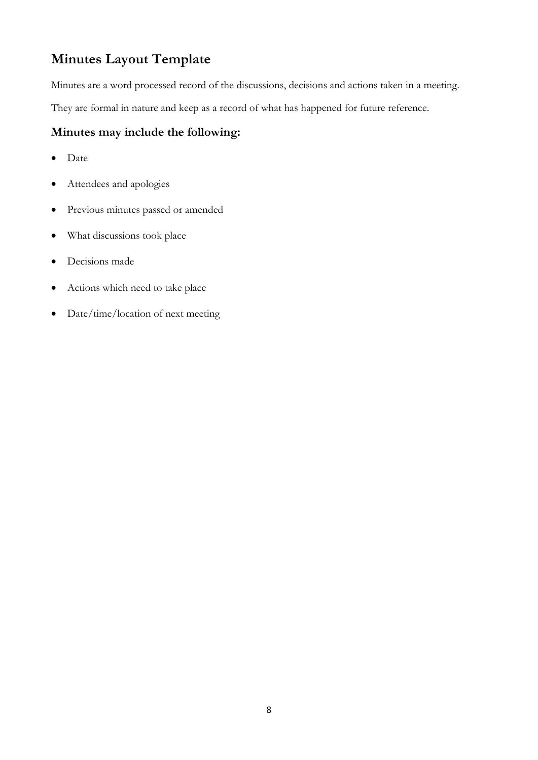## Minutes Layout Template

Minutes are a word processed record of the discussions, decisions and actions taken in a meeting.

They are formal in nature and keep as a record of what has happened for future reference.

### Minutes may include the following:

- Date
- Attendees and apologies
- Previous minutes passed or amended
- What discussions took place
- Decisions made
- Actions which need to take place
- Date/time/location of next meeting